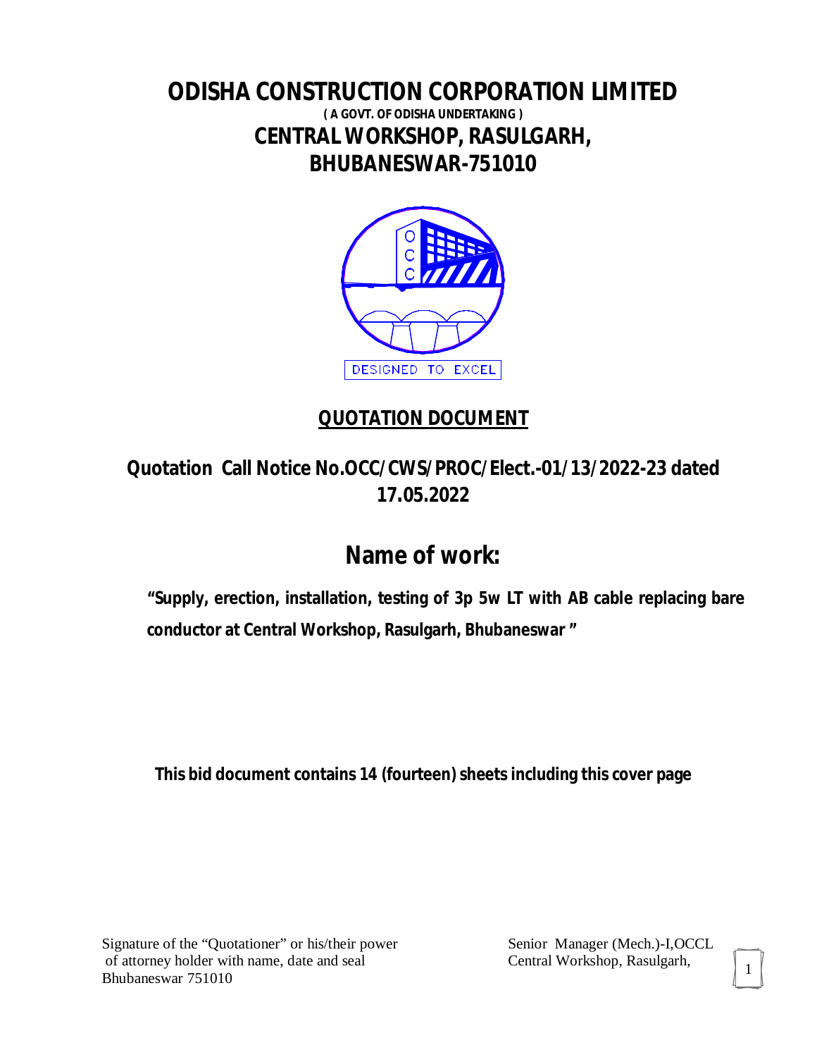# ODISHA CONSTRUCTION CORPORATION LIMITED

**( A GOVT. OF ODISHA UNDERTAKING )**

## CENTRAL WORKSHOP, RASULGARH, BHUBANESWAR-751010

DESIGNED TO EXCEL

## QUOTATION DOCUMENT

## Quotation Call Notice No.OCC/CWS/PROC/Elect.-01/13/2022-23 dated 17.05.2022

# Name of work:

**"Supply, erection, installation, testing of 3p 5w LT with AB cable replacing bare conductor at Central Workshop, Rasulgarh, Bhubaneswar "**

**This bid document contains 14 (fourteen) sheets including this cover page**

Signature of the "Quotationer" or his/their power of attorney holder with name, date and seal

Senior Manager (Mech.)-I,OCCL
Central Workshop, Rasulgarh,
Bhubaneswar 751010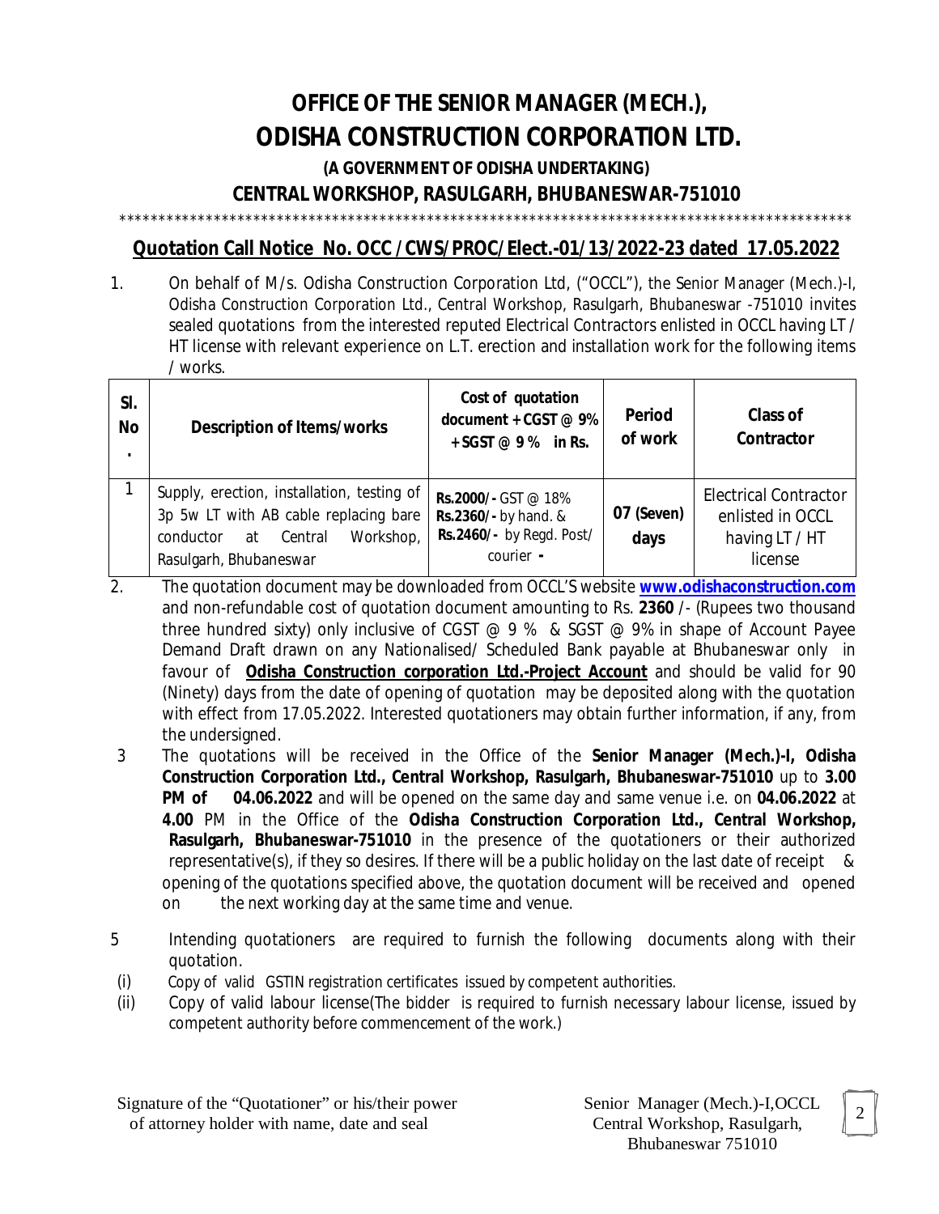# OFFICE OF THE SENIOR MANAGER (MECH.), ODISHA CONSTRUCTION CORPORATION LTD.

**(A GOVERNMENT OF ODISHA UNDERTAKING)**

**CENTRAL WORKSHOP, RASULGARH, BHUBANESWAR-751010**

\*\*\*\*\*\*\*\*\*\*\*\*\*\*\*\*\*\*\*\*\*\*\*\*\*\*\*\*\*\*\*\*\*\*\*\*\*\*\*\*\*\*\*\*\*\*\*\*\*\*\*\*\*\*\*\*\*\*\*\*\*\*\*\*\*\*\*\*\*\*\*\*\*\*\*\*\*\*\*\*\*\*\*\*\*\*\*\*\*\*\*\*

## Quotation Call Notice No. OCC /CWS/PROC/Elect.-01/13/2022-23 dated 17.05.2022

1. On behalf of M/s. Odisha Construction Corporation Ltd, ("OCCL"), the Senior Manager (Mech.)-I, Odisha Construction Corporation Ltd., Central Workshop, Rasulgarh, Bhubaneswar -751010 invites sealed quotations from the interested reputed Electrical Contractors enlisted in OCCL having LT / HT license with relevant experience on L.T. erection and installation work for the following items / works.

| Sl. No. | Description of Items/works | Cost of quotation document + CGST @ 9% + SGST @ 9 % in Rs. | Period of work | Class of Contractor |
|---|---|---|---|---|
| 1 | Supply, erection, installation, testing of 3p 5w LT with AB cable replacing bare conductor at Central Workshop, Rasulgarh, Bhubaneswar | **Rs.2000/-** GST @ 18% **Rs.2360/-** by hand. & **Rs.2460/-** by Regd. Post/ courier - | **07 (Seven) days** | Electrical Contractor enlisted in OCCL having LT / HT license |

2. The quotation document may be downloaded from OCCL'S website **www.odishaconstruction.com** and non-refundable cost of quotation document amounting to Rs. **2360** /- (Rupees two thousand three hundred sixty) only inclusive of CGST @ 9 % & SGST @ 9% in shape of Account Payee Demand Draft drawn on any Nationalised/ Scheduled Bank payable at Bhubaneswar only in favour of **Odisha Construction corporation Ltd.-Project Account** and should be valid for 90 (Ninety) days from the date of opening of quotation may be deposited along with the quotation with effect from 17.05.2022. Interested quotationers may obtain further information, if any, from the undersigned.

3 The quotations will be received in the Office of the **Senior Manager (Mech.)-I, Odisha Construction Corporation Ltd., Central Workshop, Rasulgarh, Bhubaneswar-751010** up to **3.00 PM of 04.06.2022** and will be opened on the same day and same venue i.e. on **04.06.2022** at **4.00** PM in the Office of the **Odisha Construction Corporation Ltd., Central Workshop, Rasulgarh, Bhubaneswar-751010** in the presence of the quotationers or their authorized representative(s), if they so desires. If there will be a public holiday on the last date of receipt & opening of the quotations specified above, the quotation document will be received and opened on the next working day at the same time and venue.

5 Intending quotationers are required to furnish the following documents along with their quotation.

(i) Copy of valid GSTIN registration certificates issued by competent authorities.

(ii) Copy of valid labour license(The bidder is required to furnish necessary labour license, issued by competent authority before commencement of the work.)

Signature of the "Quotationer" or his/their power of attorney holder with name, date and seal

Senior Manager (Mech.)-I,OCCL
Central Workshop, Rasulgarh,
Bhubaneswar 751010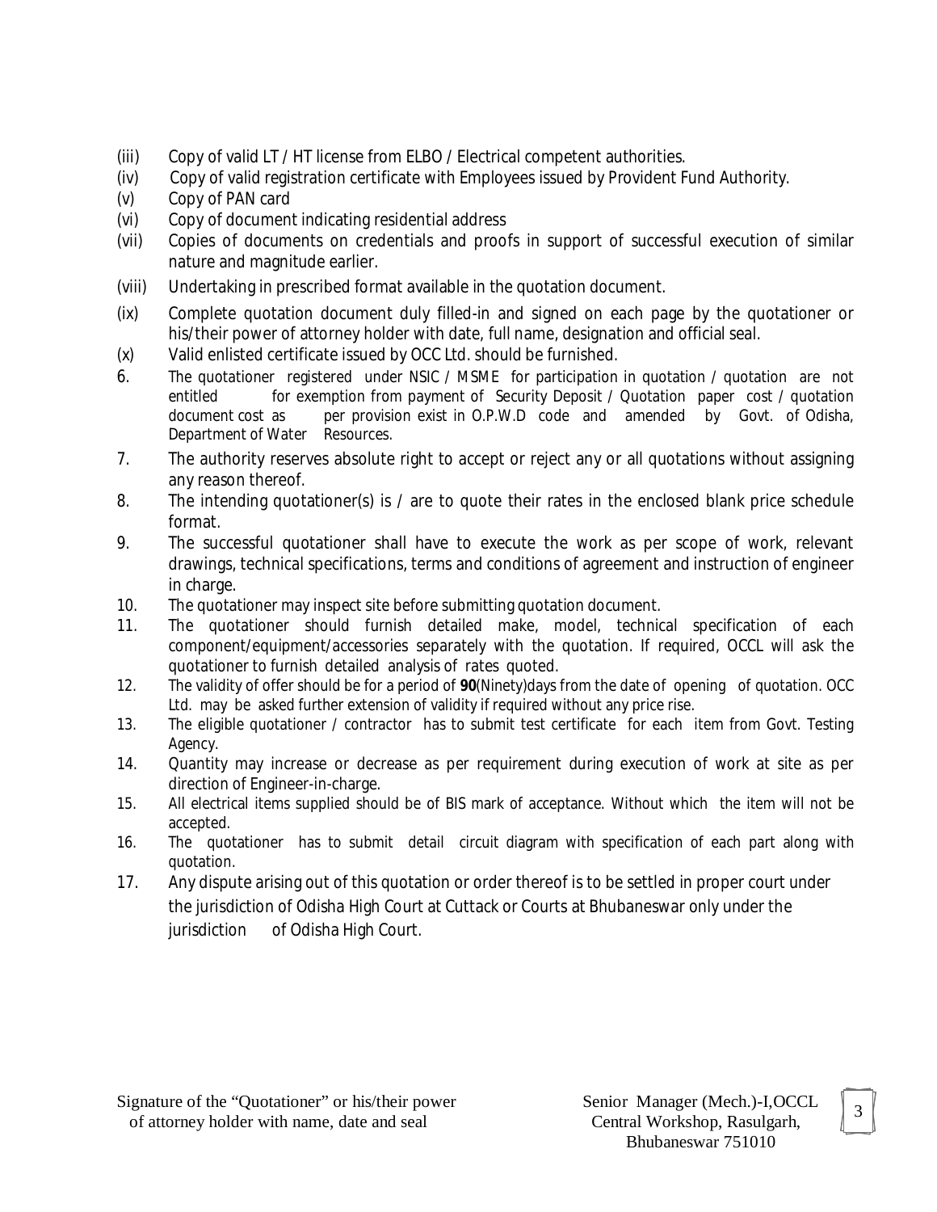(iii) Copy of valid LT / HT license from ELBO / Electrical competent authorities.

(iv) Copy of valid registration certificate with Employees issued by Provident Fund Authority.

(v) Copy of PAN card

(vi) Copy of document indicating residential address

(vii) Copies of documents on credentials and proofs in support of successful execution of similar nature and magnitude earlier.

(viii) Undertaking in prescribed format available in the quotation document.

(ix) Complete quotation document duly filled-in and signed on each page by the quotationer or his/their power of attorney holder with date, full name, designation and official seal.

(x) Valid enlisted certificate issued by OCC Ltd. should be furnished.

6. The quotationer registered under NSIC / MSME for participation in quotation / quotation are not entitled for exemption from payment of Security Deposit / Quotation paper cost / quotation document cost as per provision exist in O.P.W.D code and amended by Govt. of Odisha, Department of Water Resources.

7. The authority reserves absolute right to accept or reject any or all quotations without assigning any reason thereof.

8. The intending quotationer(s) is / are to quote their rates in the enclosed blank price schedule format.

9. The successful quotationer shall have to execute the work as per scope of work, relevant drawings, technical specifications, terms and conditions of agreement and instruction of engineer in charge.

10. The quotationer may inspect site before submitting quotation document.

11. The quotationer should furnish detailed make, model, technical specification of each component/equipment/accessories separately with the quotation. If required, OCCL will ask the quotationer to furnish detailed analysis of rates quoted.

12. The validity of offer should be for a period of **90**(Ninety)days from the date of opening of quotation. OCC Ltd. may be asked further extension of validity if required without any price rise.

13. The eligible quotationer / contractor has to submit test certificate for each item from Govt. Testing Agency.

14. Quantity may increase or decrease as per requirement during execution of work at site as per direction of Engineer-in-charge.

15. All electrical items supplied should be of BIS mark of acceptance. Without which the item will not be accepted.

16. The quotationer has to submit detail circuit diagram with specification of each part along with quotation.

17. Any dispute arising out of this quotation or order thereof is to be settled in proper court under the jurisdiction of Odisha High Court at Cuttack or Courts at Bhubaneswar only under the jurisdiction of Odisha High Court.

Signature of the "Quotationer" or his/their power of attorney holder with name, date and seal

Senior Manager (Mech.)-I,OCCL
Central Workshop, Rasulgarh,
Bhubaneswar 751010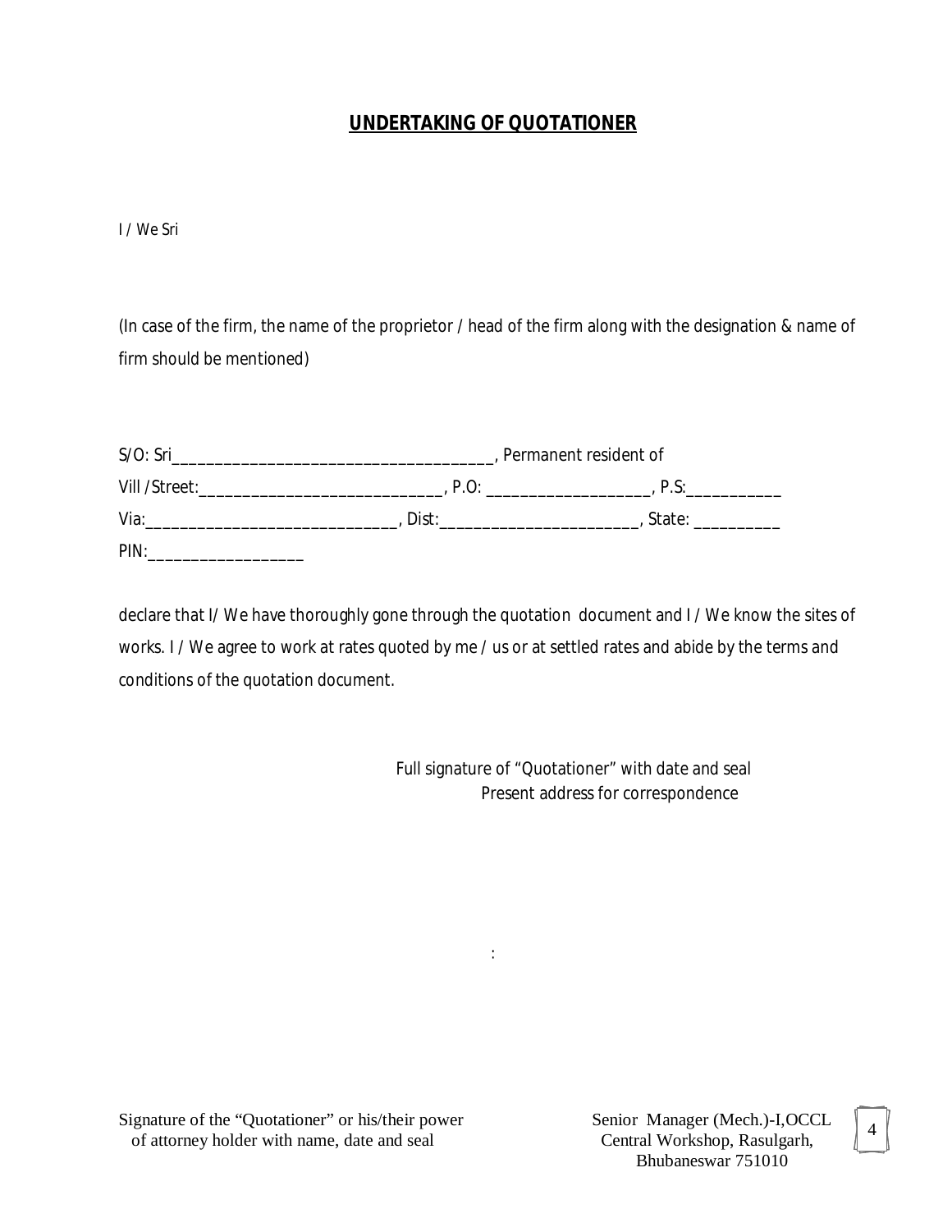## UNDERTAKING OF QUOTATIONER

I / We Sri

(In case of the firm, the name of the proprietor / head of the firm along with the designation & name of firm should be mentioned)

S/O: Sri_____________________________________, Permanent resident of
Vill /Street:____________________________, P.O: ___________________, P.S:___________
Via:_____________________________, Dist:_______________________, State: __________
PIN:__________________

declare that I/ We have thoroughly gone through the quotation document and I / We know the sites of works. I / We agree to work at rates quoted by me / us or at settled rates and abide by the terms and conditions of the quotation document.

Full signature of "Quotationer" with date and seal
Present address for correspondence

:

Signature of the "Quotationer" or his/their power of attorney holder with name, date and seal

Senior Manager (Mech.)-I,OCCL
Central Workshop, Rasulgarh,
Bhubaneswar 751010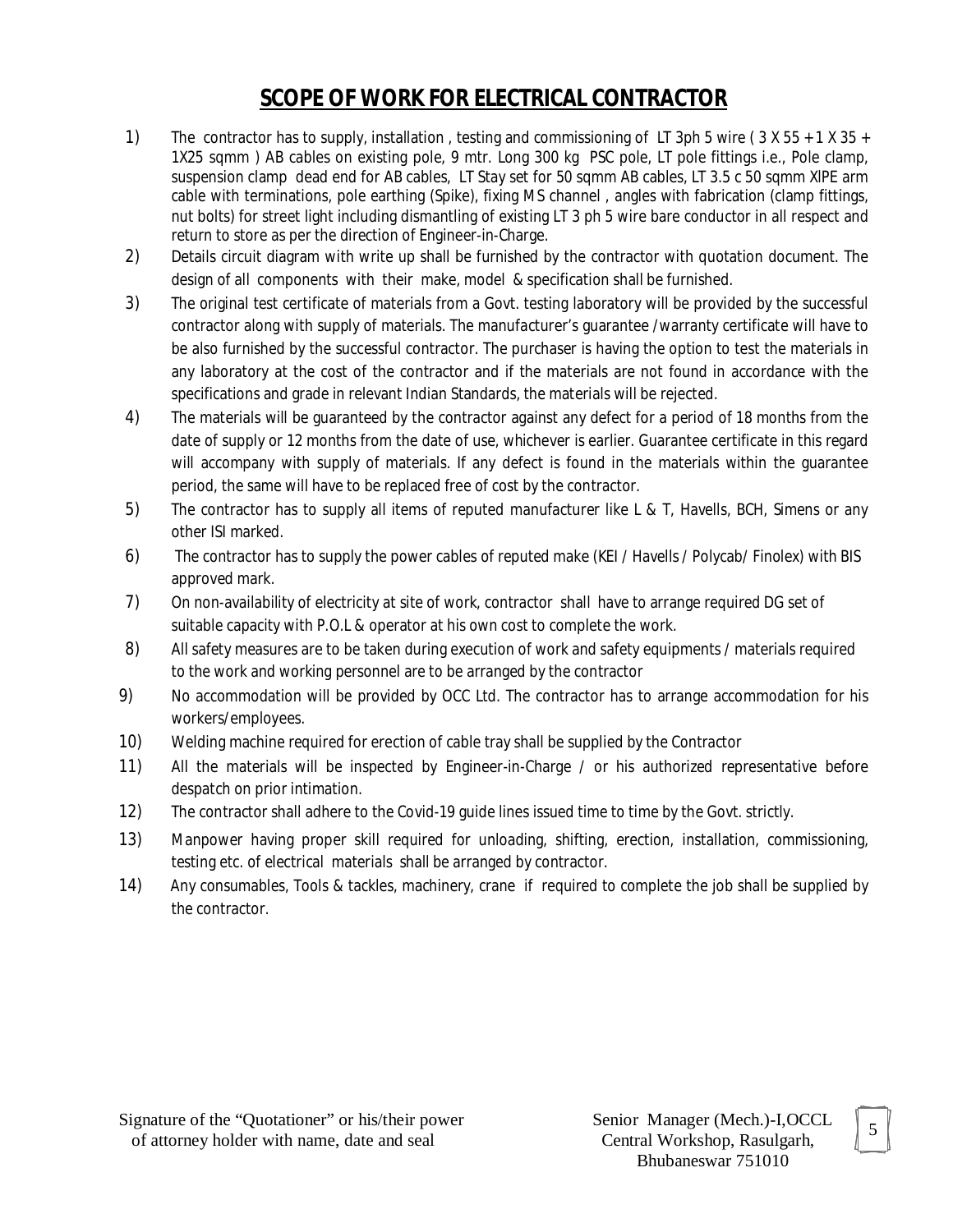# SCOPE OF WORK FOR ELECTRICAL CONTRACTOR

1) The contractor has to supply, installation , testing and commissioning of LT 3ph 5 wire ( 3 X 55 + 1 X 35 + 1X25 sqmm ) AB cables on existing pole, 9 mtr. Long 300 kg PSC pole, LT pole fittings i.e., Pole clamp, suspension clamp dead end for AB cables, LT Stay set for 50 sqmm AB cables, LT 3.5 c 50 sqmm XlPE arm cable with terminations, pole earthing (Spike), fixing MS channel , angles with fabrication (clamp fittings, nut bolts) for street light including dismantling of existing LT 3 ph 5 wire bare conductor in all respect and return to store as per the direction of Engineer-in-Charge.
2) Details circuit diagram with write up shall be furnished by the contractor with quotation document. The design of all components with their make, model & specification shall be furnished.
3) The original test certificate of materials from a Govt. testing laboratory will be provided by the successful contractor along with supply of materials. The manufacturer's guarantee /warranty certificate will have to be also furnished by the successful contractor. The purchaser is having the option to test the materials in any laboratory at the cost of the contractor and if the materials are not found in accordance with the specifications and grade in relevant Indian Standards, the materials will be rejected.
4) The materials will be guaranteed by the contractor against any defect for a period of 18 months from the date of supply or 12 months from the date of use, whichever is earlier. Guarantee certificate in this regard will accompany with supply of materials. If any defect is found in the materials within the guarantee period, the same will have to be replaced free of cost by the contractor.
5) The contractor has to supply all items of reputed manufacturer like L & T, Havells, BCH, Simens or any other ISI marked.
6) The contractor has to supply the power cables of reputed make (KEI / Havells / Polycab/ Finolex) with BIS approved mark.
7) On non-availability of electricity at site of work, contractor shall have to arrange required DG set of suitable capacity with P.O.L & operator at his own cost to complete the work.
8) All safety measures are to be taken during execution of work and safety equipments / materials required to the work and working personnel are to be arranged by the contractor
9) No accommodation will be provided by OCC Ltd. The contractor has to arrange accommodation for his workers/employees.
10) Welding machine required for erection of cable tray shall be supplied by the Contractor
11) All the materials will be inspected by Engineer-in-Charge / or his authorized representative before despatch on prior intimation.
12) The contractor shall adhere to the Covid-19 guide lines issued time to time by the Govt. strictly.
13) Manpower having proper skill required for unloading, shifting, erection, installation, commissioning, testing etc. of electrical materials shall be arranged by contractor.
14) Any consumables, Tools & tackles, machinery, crane if required to complete the job shall be supplied by the contractor.

Signature of the "Quotationer" or his/their power of attorney holder with name, date and seal

Senior Manager (Mech.)-I,OCCL
Central Workshop, Rasulgarh,
Bhubaneswar 751010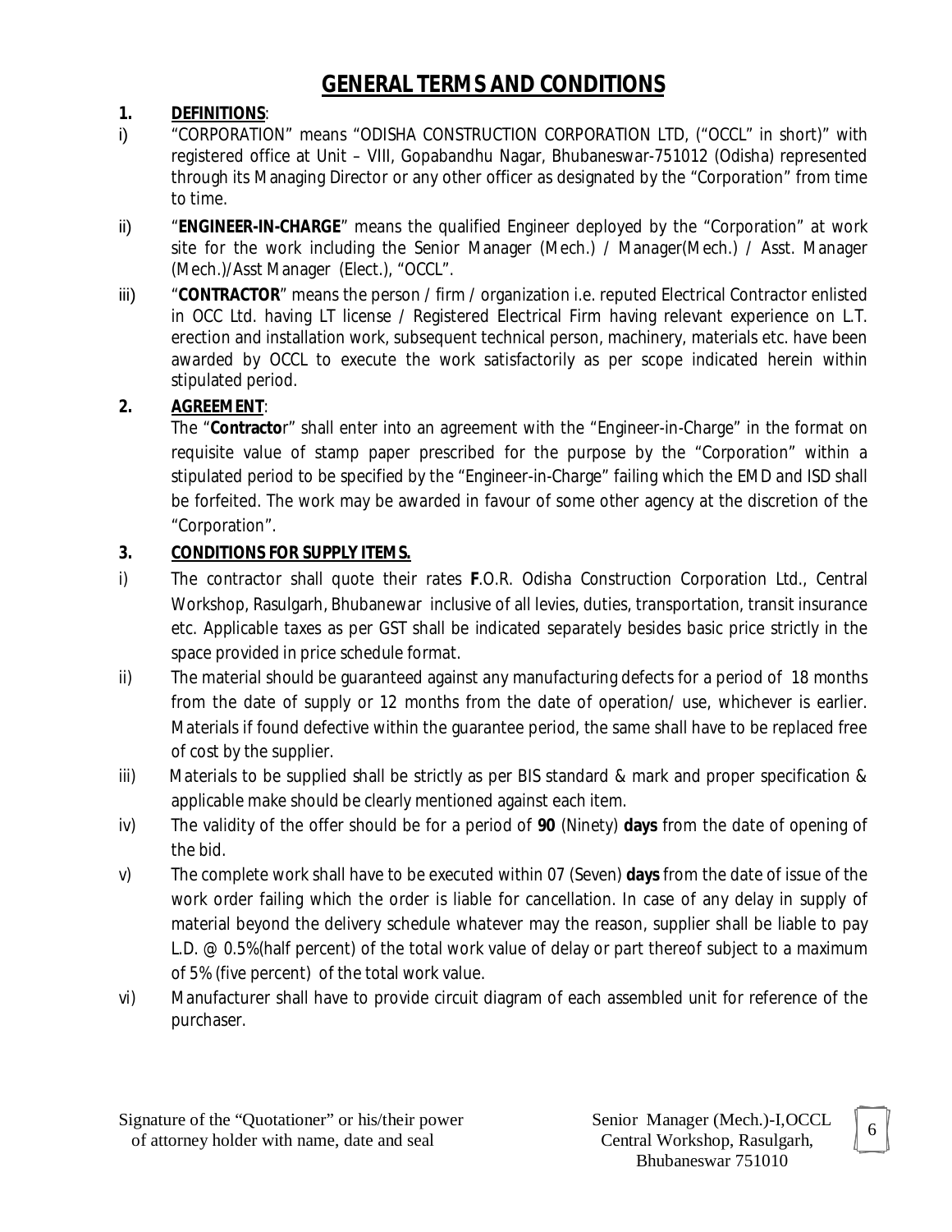# GENERAL TERMS AND CONDITIONS

**1. DEFINITIONS**:

i) "CORPORATION" means "ODISHA CONSTRUCTION CORPORATION LTD, ("OCCL" in short)" with registered office at Unit – VIII, Gopabandhu Nagar, Bhubaneswar-751012 (Odisha) represented through its Managing Director or any other officer as designated by the "Corporation" from time to time.

ii) "**ENGINEER-IN-CHARGE**" means the qualified Engineer deployed by the "Corporation" at work site for the work including the Senior Manager (Mech.) / Manager(Mech.) / Asst. Manager (Mech.)/Asst Manager (Elect.), "OCCL".

iii) "**CONTRACTOR**" means the person / firm / organization i.e. reputed Electrical Contractor enlisted in OCC Ltd. having LT license / Registered Electrical Firm having relevant experience on L.T. erection and installation work, subsequent technical person, machinery, materials etc. have been awarded by OCCL to execute the work satisfactorily as per scope indicated herein within stipulated period.

**2. AGREEMENT**:

The "**Contracto**r" shall enter into an agreement with the "Engineer-in-Charge" in the format on requisite value of stamp paper prescribed for the purpose by the "Corporation" within a stipulated period to be specified by the "Engineer-in-Charge" failing which the EMD and ISD shall be forfeited. The work may be awarded in favour of some other agency at the discretion of the "Corporation".

**3. CONDITIONS FOR SUPPLY ITEMS.**

i) The contractor shall quote their rates **F**.O.R. Odisha Construction Corporation Ltd., Central Workshop, Rasulgarh, Bhubanewar inclusive of all levies, duties, transportation, transit insurance etc. Applicable taxes as per GST shall be indicated separately besides basic price strictly in the space provided in price schedule format.

ii) The material should be guaranteed against any manufacturing defects for a period of 18 months from the date of supply or 12 months from the date of operation/ use, whichever is earlier. Materials if found defective within the guarantee period, the same shall have to be replaced free of cost by the supplier.

iii) Materials to be supplied shall be strictly as per BIS standard & mark and proper specification & applicable make should be clearly mentioned against each item.

iv) The validity of the offer should be for a period of **90** (Ninety) **days** from the date of opening of the bid.

v) The complete work shall have to be executed within 07 (Seven) **days** from the date of issue of the work order failing which the order is liable for cancellation. In case of any delay in supply of material beyond the delivery schedule whatever may the reason, supplier shall be liable to pay L.D. @ 0.5%(half percent) of the total work value of delay or part thereof subject to a maximum of 5% (five percent) of the total work value.

vi) Manufacturer shall have to provide circuit diagram of each assembled unit for reference of the purchaser.

Signature of the "Quotationer" or his/their power of attorney holder with name, date and seal

Senior Manager (Mech.)-I,OCCL
Central Workshop, Rasulgarh,
Bhubaneswar 751010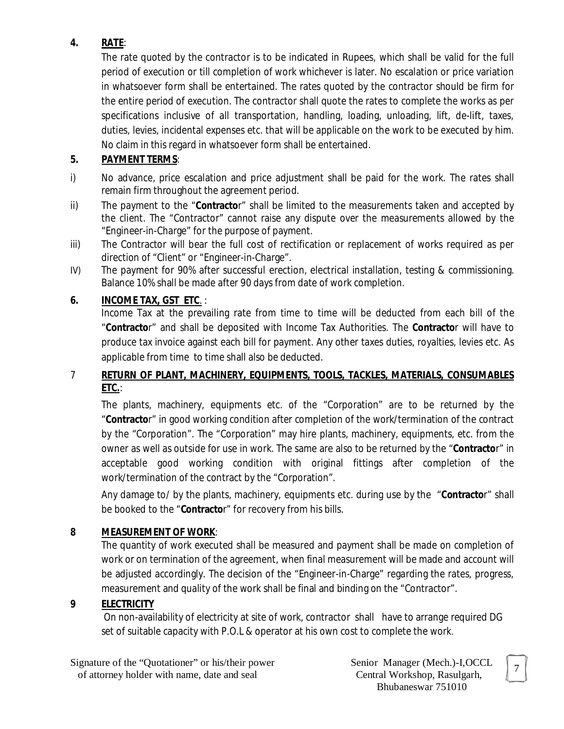**4. RATE**:

The rate quoted by the contractor is to be indicated in Rupees, which shall be valid for the full period of execution or till completion of work whichever is later. No escalation or price variation in whatsoever form shall be entertained. The rates quoted by the contractor should be firm for the entire period of execution. The contractor shall quote the rates to complete the works as per specifications inclusive of all transportation, handling, loading, unloading, lift, de-lift, taxes, duties, levies, incidental expenses etc. that will be applicable on the work to be executed by him. No claim in this regard in whatsoever form shall be entertained.

**5. PAYMENT TERMS**:

i) No advance, price escalation and price adjustment shall be paid for the work. The rates shall remain firm throughout the agreement period.

ii) The payment to the "**Contractor**" shall be limited to the measurements taken and accepted by the client. The "Contractor" cannot raise any dispute over the measurements allowed by the "Engineer-in-Charge" for the purpose of payment.

iii) The Contractor will bear the full cost of rectification or replacement of works required as per direction of "Client" or "Engineer-in-Charge".

IV) The payment for 90% after successful erection, electrical installation, testing & commissioning. Balance 10% shall be made after 90 days from date of work completion.

**6. INCOME TAX, GST ETC.** :

Income Tax at the prevailing rate from time to time will be deducted from each bill of the "**Contractor**" and shall be deposited with Income Tax Authorities. The **Contractor** will have to produce tax invoice against each bill for payment. Any other taxes duties, royalties, levies etc. As applicable from time to time shall also be deducted.

**7 RETURN OF PLANT, MACHINERY, EQUIPMENTS, TOOLS, TACKLES, MATERIALS, CONSUMABLES ETC.**:

The plants, machinery, equipments etc. of the "Corporation" are to be returned by the "**Contractor**" in good working condition after completion of the work/termination of the contract by the "Corporation". The "Corporation" may hire plants, machinery, equipments, etc. from the owner as well as outside for use in work. The same are also to be returned by the "**Contractor**" in acceptable good working condition with original fittings after completion of the work/termination of the contract by the "Corporation".

Any damage to/ by the plants, machinery, equipments etc. during use by the "**Contractor**" shall be booked to the "**Contractor**" for recovery from his bills.

**8 MEASUREMENT OF WORK**:

The quantity of work executed shall be measured and payment shall be made on completion of work or on termination of the agreement, when final measurement will be made and account will be adjusted accordingly. The decision of the "Engineer-in-Charge" regarding the rates, progress, measurement and quality of the work shall be final and binding on the "Contractor".

**9 ELECTRICITY**

On non-availability of electricity at site of work, contractor shall have to arrange required DG set of suitable capacity with P.O.L & operator at his own cost to complete the work.

Signature of the "Quotationer" or his/their power of attorney holder with name, date and seal

Senior Manager (Mech.)-I,OCCL
Central Workshop, Rasulgarh,
Bhubaneswar 751010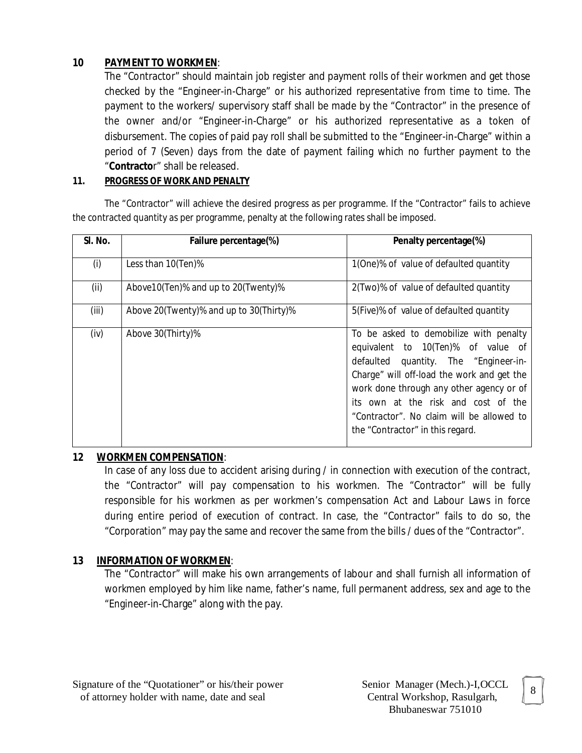**10 <u>PAYMENT TO WORKMEN</u>:**

The "Contractor" should maintain job register and payment rolls of their workmen and get those checked by the "Engineer-in-Charge" or his authorized representative from time to time. The payment to the workers/ supervisory staff shall be made by the "Contractor" in the presence of the owner and/or "Engineer-in-Charge" or his authorized representative as a token of disbursement. The copies of paid pay roll shall be submitted to the "Engineer-in-Charge" within a period of 7 (Seven) days from the date of payment failing which no further payment to the "**Contracto**r" shall be released.

**11. <u>PROGRESS OF WORK AND PENALTY</u>**

The "Contractor" will achieve the desired progress as per programme. If the "Contractor" fails to achieve the contracted quantity as per programme, penalty at the following rates shall be imposed.

| Sl. No. | Failure percentage(%) | Penalty percentage(%) |
|---|---|---|
| (i) | Less than 10(Ten)% | 1(One)% of value of defaulted quantity |
| (ii) | Above10(Ten)% and up to 20(Twenty)% | 2(Two)% of value of defaulted quantity |
| (iii) | Above 20(Twenty)% and up to 30(Thirty)% | 5(Five)% of value of defaulted quantity |
| (iv) | Above 30(Thirty)% | To be asked to demobilize with penalty equivalent to 10(Ten)% of value of defaulted quantity. The "Engineer-in-Charge" will off-load the work and get the work done through any other agency or of its own at the risk and cost of the "Contractor". No claim will be allowed to the "Contractor" in this regard. |

**12 <u>WORKMEN COMPENSATION</u>:**

In case of any loss due to accident arising during / in connection with execution of the contract, the "Contractor" will pay compensation to his workmen. The "Contractor" will be fully responsible for his workmen as per workmen's compensation Act and Labour Laws in force during entire period of execution of contract. In case, the "Contractor" fails to do so, the "Corporation" may pay the same and recover the same from the bills / dues of the "Contractor".

**13 <u>INFORMATION OF WORKMEN</u>:**

The "Contractor" will make his own arrangements of labour and shall furnish all information of workmen employed by him like name, father's name, full permanent address, sex and age to the "Engineer-in-Charge" along with the pay.

Signature of the "Quotationer" or his/their power of attorney holder with name, date and seal

Senior Manager (Mech.)-I,OCCL
Central Workshop, Rasulgarh,
Bhubaneswar 751010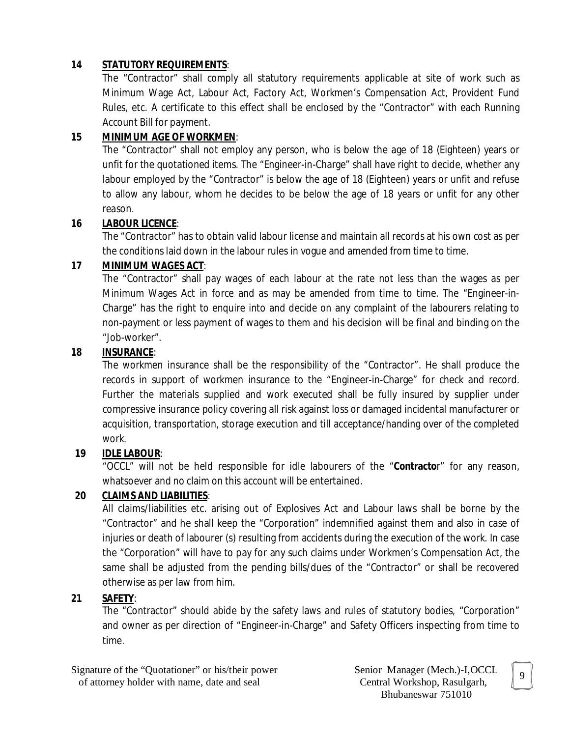**14 STATUTORY REQUIREMENTS**:

The "Contractor" shall comply all statutory requirements applicable at site of work such as Minimum Wage Act, Labour Act, Factory Act, Workmen's Compensation Act, Provident Fund Rules, etc. A certificate to this effect shall be enclosed by the "Contractor" with each Running Account Bill for payment.

**15 MINIMUM AGE OF WORKMEN**:

The "Contractor" shall not employ any person, who is below the age of 18 (Eighteen) years or unfit for the quotationed items. The "Engineer-in-Charge" shall have right to decide, whether any labour employed by the "Contractor" is below the age of 18 (Eighteen) years or unfit and refuse to allow any labour, whom he decides to be below the age of 18 years or unfit for any other reason.

**16 LABOUR LICENCE**:

The "Contractor" has to obtain valid labour license and maintain all records at his own cost as per the conditions laid down in the labour rules in vogue and amended from time to time.

**17 MINIMUM WAGES ACT**:

The "Contractor" shall pay wages of each labour at the rate not less than the wages as per Minimum Wages Act in force and as may be amended from time to time. The "Engineer-in-Charge" has the right to enquire into and decide on any complaint of the labourers relating to non-payment or less payment of wages to them and his decision will be final and binding on the "Job-worker".

**18 INSURANCE**:

The workmen insurance shall be the responsibility of the "Contractor". He shall produce the records in support of workmen insurance to the "Engineer-in-Charge" for check and record. Further the materials supplied and work executed shall be fully insured by supplier under compressive insurance policy covering all risk against loss or damaged incidental manufacturer or acquisition, transportation, storage execution and till acceptance/handing over of the completed work.

**19 IDLE LABOUR**:

"OCCL" will not be held responsible for idle labourers of the "**Contracto**r" for any reason, whatsoever and no claim on this account will be entertained.

**20 CLAIMS AND LIABILITIES**:

All claims/liabilities etc. arising out of Explosives Act and Labour laws shall be borne by the "Contractor" and he shall keep the "Corporation" indemnified against them and also in case of injuries or death of labourer (s) resulting from accidents during the execution of the work. In case the "Corporation" will have to pay for any such claims under Workmen's Compensation Act, the same shall be adjusted from the pending bills/dues of the "Contractor" or shall be recovered otherwise as per law from him.

**21 SAFETY**:

The "Contractor" should abide by the safety laws and rules of statutory bodies, "Corporation" and owner as per direction of "Engineer-in-Charge" and Safety Officers inspecting from time to time.

Signature of the "Quotationer" or his/their power of attorney holder with name, date and seal

Senior Manager (Mech.)-I,OCCL
Central Workshop, Rasulgarh,
Bhubaneswar 751010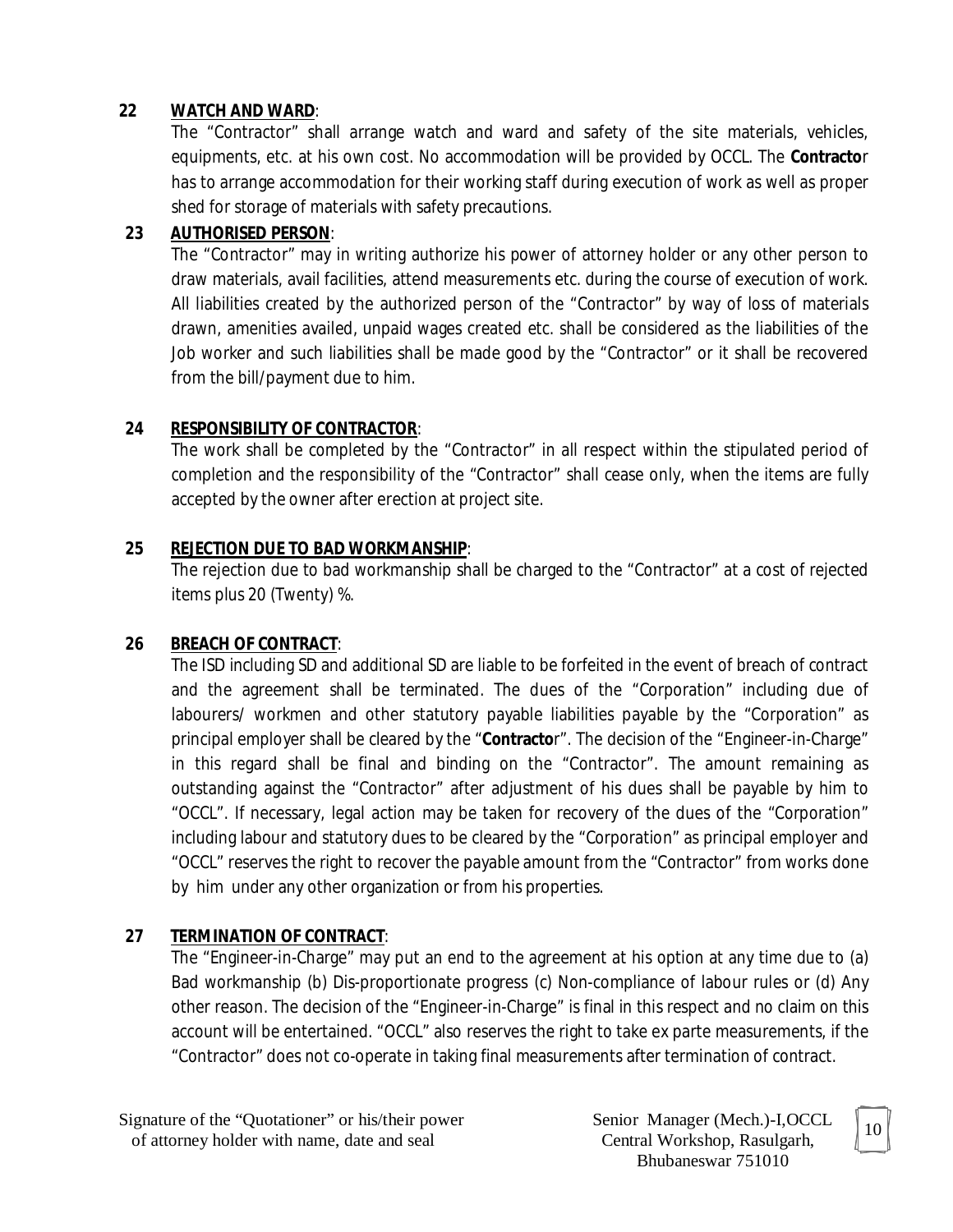**22 WATCH AND WARD**:

The "Contractor" shall arrange watch and ward and safety of the site materials, vehicles, equipments, etc. at his own cost. No accommodation will be provided by OCCL. The **Contracto**r has to arrange accommodation for their working staff during execution of work as well as proper shed for storage of materials with safety precautions.

**23 AUTHORISED PERSON**:

The "Contractor" may in writing authorize his power of attorney holder or any other person to draw materials, avail facilities, attend measurements etc. during the course of execution of work. All liabilities created by the authorized person of the "Contractor" by way of loss of materials drawn, amenities availed, unpaid wages created etc. shall be considered as the liabilities of the Job worker and such liabilities shall be made good by the "Contractor" or it shall be recovered from the bill/payment due to him.

**24 RESPONSIBILITY OF CONTRACTOR**:

The work shall be completed by the "Contractor" in all respect within the stipulated period of completion and the responsibility of the "Contractor" shall cease only, when the items are fully accepted by the owner after erection at project site.

**25 REJECTION DUE TO BAD WORKMANSHIP**:

The rejection due to bad workmanship shall be charged to the "Contractor" at a cost of rejected items plus 20 (Twenty) %.

**26 BREACH OF CONTRACT**:

The ISD including SD and additional SD are liable to be forfeited in the event of breach of contract and the agreement shall be terminated. The dues of the "Corporation" including due of labourers/ workmen and other statutory payable liabilities payable by the "Corporation" as principal employer shall be cleared by the "**Contracto**r". The decision of the "Engineer-in-Charge" in this regard shall be final and binding on the "Contractor". The amount remaining as outstanding against the "Contractor" after adjustment of his dues shall be payable by him to "OCCL". If necessary, legal action may be taken for recovery of the dues of the "Corporation" including labour and statutory dues to be cleared by the "Corporation" as principal employer and "OCCL" reserves the right to recover the payable amount from the "Contractor" from works done by him under any other organization or from his properties.

**27 TERMINATION OF CONTRACT**:

The "Engineer-in-Charge" may put an end to the agreement at his option at any time due to (a) Bad workmanship (b) Dis-proportionate progress (c) Non-compliance of labour rules or (d) Any other reason. The decision of the "Engineer-in-Charge" is final in this respect and no claim on this account will be entertained. "OCCL" also reserves the right to take ex parte measurements, if the "Contractor" does not co-operate in taking final measurements after termination of contract.

Signature of the "Quotationer" or his/their power of attorney holder with name, date and seal

Senior Manager (Mech.)-I,OCCL
Central Workshop, Rasulgarh,
Bhubaneswar 751010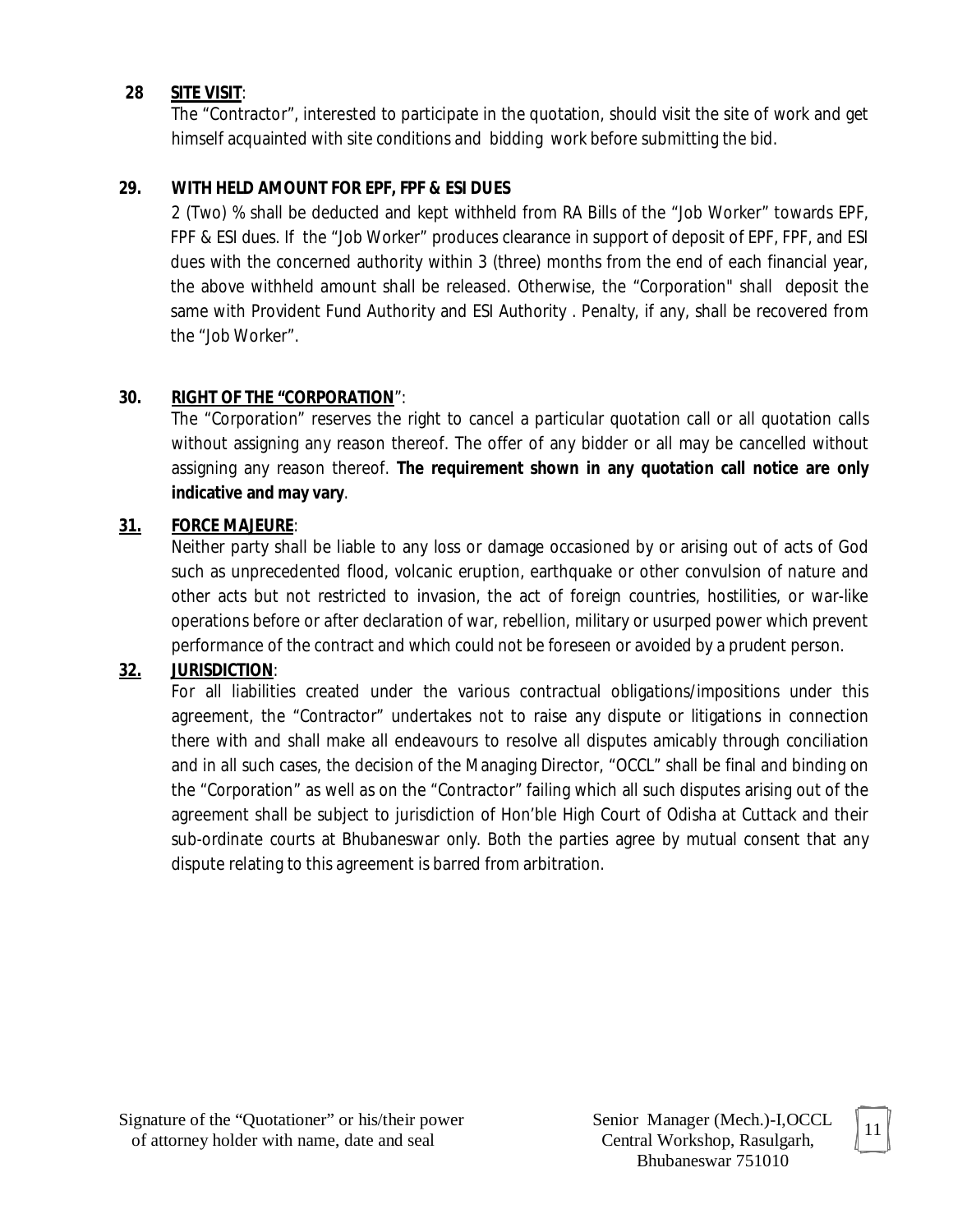**28 SITE VISIT**:

The "Contractor", interested to participate in the quotation, should visit the site of work and get himself acquainted with site conditions and bidding work before submitting the bid.

**29. WITH HELD AMOUNT FOR EPF, FPF & ESI DUES**

2 (Two) % shall be deducted and kept withheld from RA Bills of the "Job Worker" towards EPF, FPF & ESI dues. If the "Job Worker" produces clearance in support of deposit of EPF, FPF, and ESI dues with the concerned authority within 3 (three) months from the end of each financial year, the above withheld amount shall be released. Otherwise, the "Corporation" shall deposit the same with Provident Fund Authority and ESI Authority . Penalty, if any, shall be recovered from the "Job Worker".

**30. RIGHT OF THE "CORPORATION"**:

The "Corporation" reserves the right to cancel a particular quotation call or all quotation calls without assigning any reason thereof. The offer of any bidder or all may be cancelled without assigning any reason thereof. **The requirement shown in any quotation call notice are only indicative and may vary**.

**31. FORCE MAJEURE**:

Neither party shall be liable to any loss or damage occasioned by or arising out of acts of God such as unprecedented flood, volcanic eruption, earthquake or other convulsion of nature and other acts but not restricted to invasion, the act of foreign countries, hostilities, or war-like operations before or after declaration of war, rebellion, military or usurped power which prevent performance of the contract and which could not be foreseen or avoided by a prudent person.

**32. JURISDICTION**:

For all liabilities created under the various contractual obligations/impositions under this agreement, the "Contractor" undertakes not to raise any dispute or litigations in connection there with and shall make all endeavours to resolve all disputes amicably through conciliation and in all such cases, the decision of the Managing Director, "OCCL" shall be final and binding on the "Corporation" as well as on the "Contractor" failing which all such disputes arising out of the agreement shall be subject to jurisdiction of Hon'ble High Court of Odisha at Cuttack and their sub-ordinate courts at Bhubaneswar only. Both the parties agree by mutual consent that any dispute relating to this agreement is barred from arbitration.

Signature of the "Quotationer" or his/their power of attorney holder with name, date and seal

Senior Manager (Mech.)-I,OCCL
Central Workshop, Rasulgarh,
Bhubaneswar 751010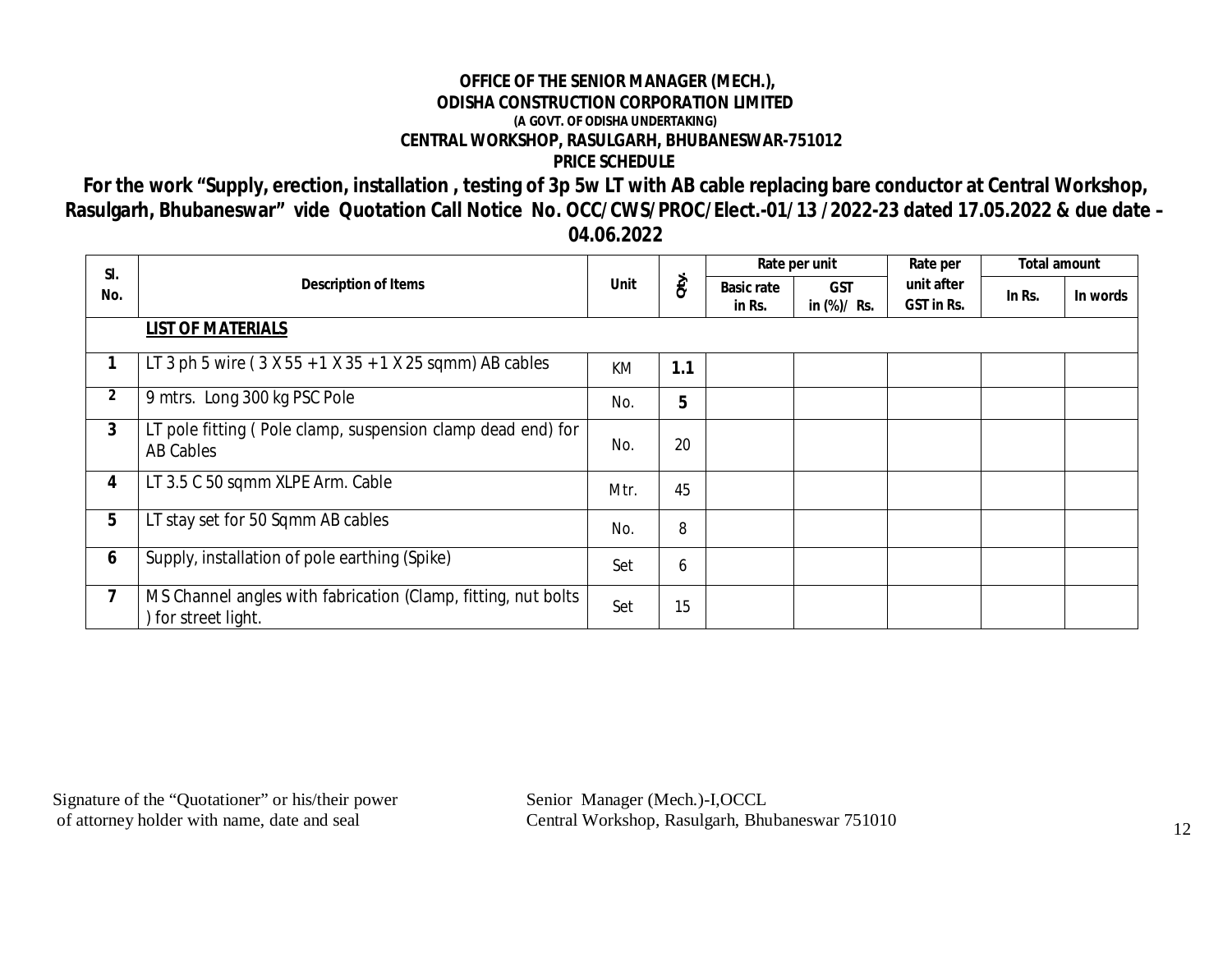**OFFICE OF THE SENIOR MANAGER (MECH.),**
**ODISHA CONSTRUCTION CORPORATION LIMITED**
**(A GOVT. OF ODISHA UNDERTAKING)**
**CENTRAL WORKSHOP, RASULGARH, BHUBANESWAR-751012**

**PRICE SCHEDULE**

**For the work "Supply, erection, installation , testing of 3p 5w LT with AB cable replacing bare conductor at Central Workshop, Rasulgarh, Bhubaneswar" vide Quotation Call Notice No. OCC/CWS/PROC/Elect.-01/13 /2022-23 dated 17.05.2022 & due date – 04.06.2022**

| Sl. No. | Description of Items | Unit | Qty. | Rate per unit | | Rate per unit after GST in Rs. | Total amount | |
|---|---|---|---|---|---|---|---|---|
| | | | | Basic rate in Rs. | GST in (%)/ Rs. | | In Rs. | In words |
| | **LIST OF MATERIALS** | | | | | | | |
| 1 | LT 3 ph 5 wire ( 3 X 55 +1 X 35 +1 X 25 sqmm) AB cables | KM | **1.1** | | | | | |
| 2 | 9 mtrs. Long 300 kg PSC Pole | No. | **5** | | | | | |
| 3 | LT pole fitting ( Pole clamp, suspension clamp dead end) for AB Cables | No. | 20 | | | | | |
| 4 | LT 3.5 C 50 sqmm XLPE Arm. Cable | Mtr. | 45 | | | | | |
| 5 | LT stay set for 50 Sqmm AB cables | No. | 8 | | | | | |
| 6 | Supply, installation of pole earthing (Spike) | Set | 6 | | | | | |
| 7 | MS Channel angles with fabrication (Clamp, fitting, nut bolts ) for street light. | Set | 15 | | | | | |

Signature of the "Quotationer" or his/their power of attorney holder with name, date and seal

Senior Manager (Mech.)-I,OCCL
Central Workshop, Rasulgarh, Bhubaneswar 751010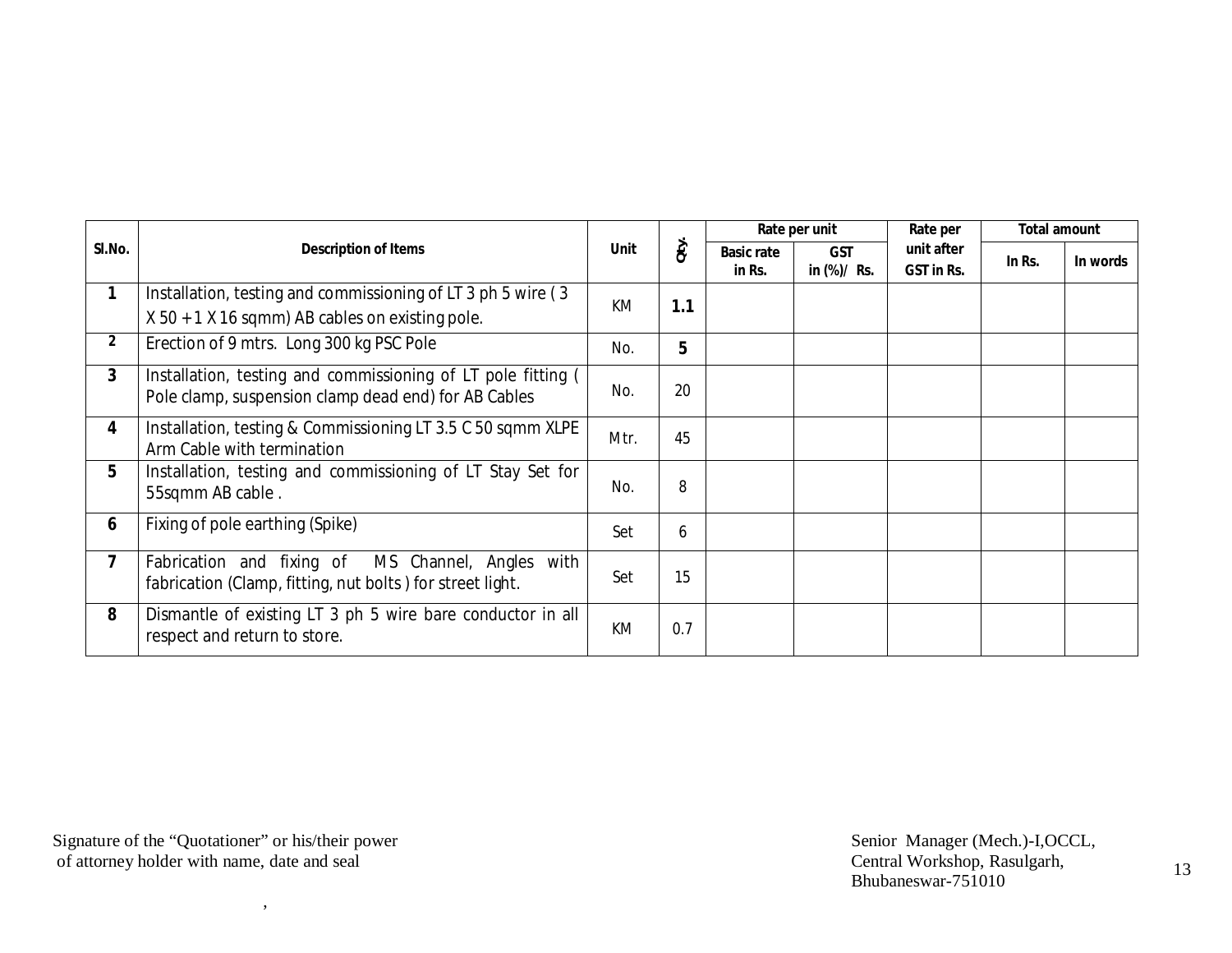| Sl.No. | Description of Items | Unit | Qty. | Rate per unit | | Rate per unit after GST in Rs. | Total amount | |
|---|---|---|---|---|---|---|---|---|
| | | | | Basic rate in Rs. | GST in (%)/ Rs. | | In Rs. | In words |
| 1 | Installation, testing and commissioning of LT 3 ph 5 wire ( 3 X 50 + 1 X 16 sqmm) AB cables on existing pole. | KM | 1.1 | | | | | |
| 2 | Erection of 9 mtrs. Long 300 kg PSC Pole | No. | 5 | | | | | |
| 3 | Installation, testing and commissioning of LT pole fitting ( Pole clamp, suspension clamp dead end) for AB Cables | No. | 20 | | | | | |
| 4 | Installation, testing & Commissioning LT 3.5 C 50 sqmm XLPE Arm Cable with termination | Mtr. | 45 | | | | | |
| 5 | Installation, testing and commissioning of LT Stay Set for 55sqmm AB cable . | No. | 8 | | | | | |
| 6 | Fixing of pole earthing (Spike) | Set | 6 | | | | | |
| 7 | Fabrication and fixing of MS Channel, Angles with fabrication (Clamp, fitting, nut bolts ) for street light. | Set | 15 | | | | | |
| 8 | Dismantle of existing LT 3 ph 5 wire bare conductor in all respect and return to store. | KM | 0.7 | | | | | |

Signature of the "Quotationer" or his/their power of attorney holder with name, date and seal

Senior Manager (Mech.)-I,OCCL,
Central Workshop, Rasulgarh,
Bhubaneswar-751010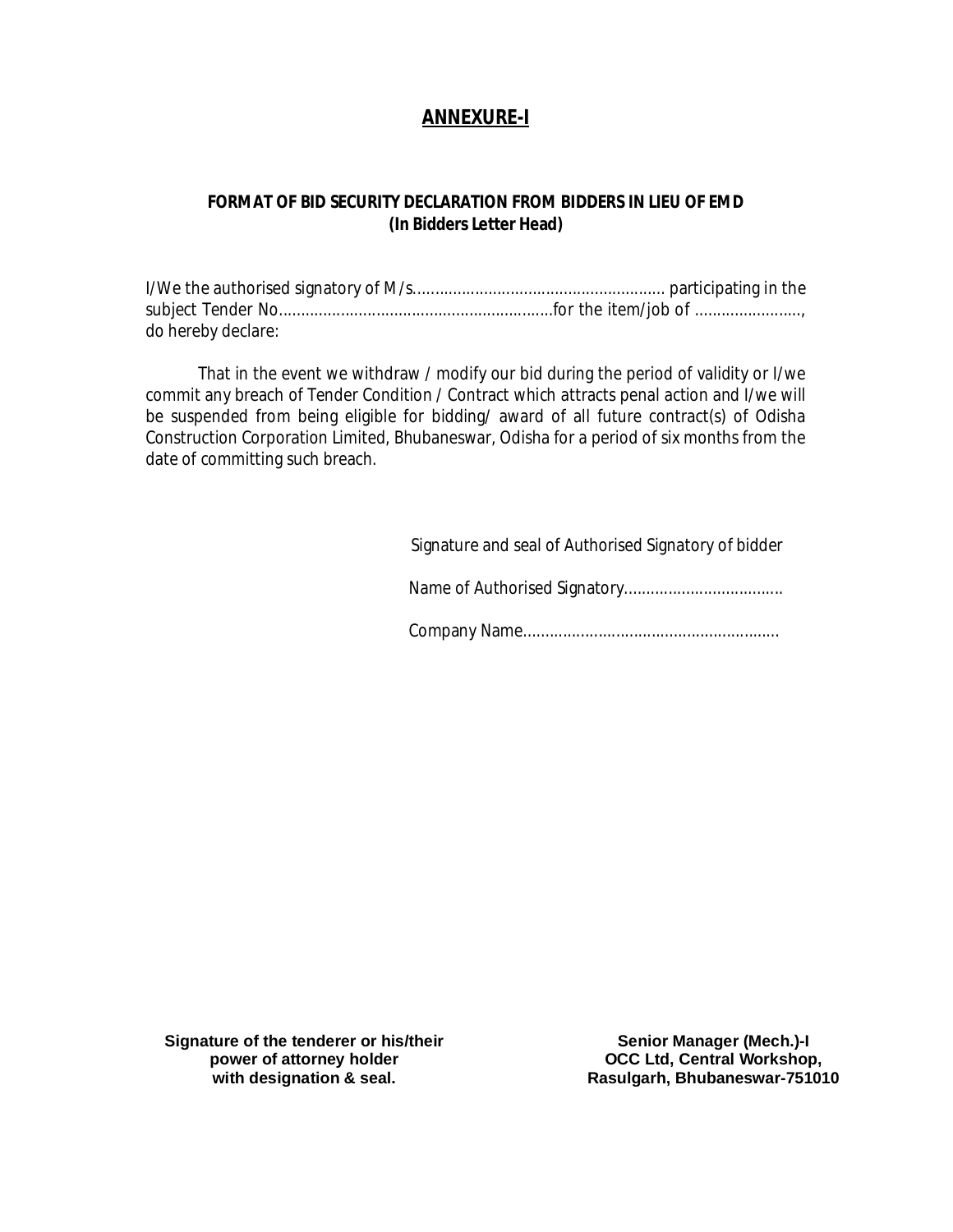# ANNEXURE-I

### FORMAT OF BID SECURITY DECLARATION FROM BIDDERS IN LIEU OF EMD
### (In Bidders Letter Head)

I/We the authorised signatory of M/s......................................................... participating in the subject Tender No.............................................................for the item/job of ........................, do hereby declare:

That in the event we withdraw / modify our bid during the period of validity or I/we commit any breach of Tender Condition / Contract which attracts penal action and I/we will be suspended from being eligible for bidding/ award of all future contract(s) of Odisha Construction Corporation Limited, Bhubaneswar, Odisha for a period of six months from the date of committing such breach.

Signature and seal of Authorised Signatory of bidder

Name of Authorised Signatory...................................

Company Name.........................................................

**Signature of the tenderer or his/their power of attorney holder with designation & seal.**

**Senior Manager (Mech.)-I**
**OCC Ltd, Central Workshop,**
**Rasulgarh, Bhubaneswar-751010**